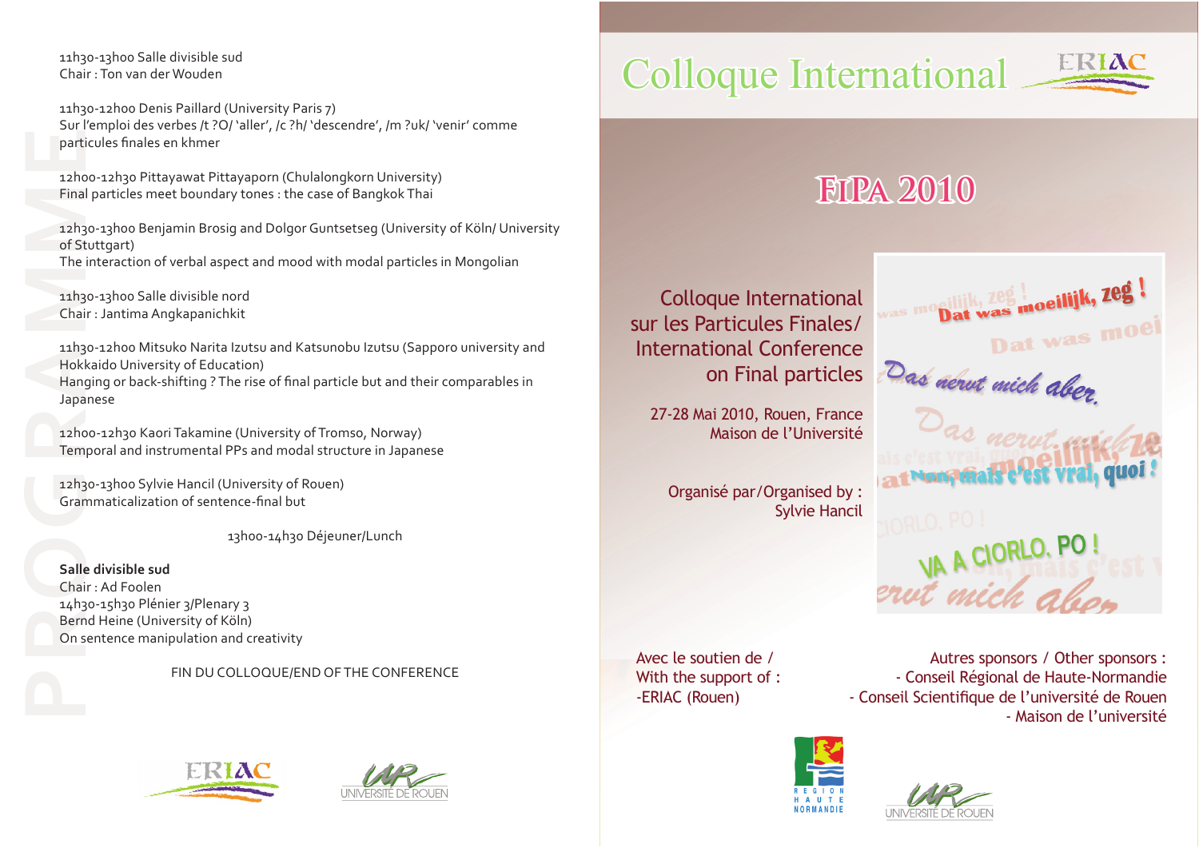11h30-13h00 Salle divisible sud
Chair : Ton van der Wouden

11h30-12h00 Denis Paillard (University Paris 7)
Sur l'emploi des verbes /t ?O/ 'aller', /c ?h/ 'descendre', /m ?uk/ 'venir' comme particules finales en khmer

12h00-12h30 Pittayawat Pittayaporn (Chulalongkorn University)
Final particles meet boundary tones : the case of Bangkok Thai

12h30-13h00 Benjamin Brosig and Dolgor Guntsetseg (University of Köln/ University of Stuttgart)
The interaction of verbal aspect and mood with modal particles in Mongolian

11h30-13h00 Salle divisible nord
Chair : Jantima Angkapanichkit

11h30-12h00 Mitsuko Narita Izutsu and Katsunobu Izutsu (Sapporo university and Hokkaido University of Education)
Hanging or back-shifting ? The rise of final particle but and their comparables in Japanese

12h00-12h30 Kaori Takamine (University of Tromso, Norway)
Temporal and instrumental PPs and modal structure in Japanese

12h30-13h00 Sylvie Hancil (University of Rouen)
Grammaticalization of sentence-final but

13h00-14h30 Déjeuner/Lunch

**Salle divisible sud**
Chair : Ad Foolen
14h30-15h30 Plénier 3/Plenary 3
Bernd Heine (University of Köln)
On sentence manipulation and creativity

FIN DU COLLOQUE/END OF THE CONFERENCE

ERIAC

UNIVERSITÉ DE ROUEN

# Colloque International

ERIAC

## FIPA 2010

Colloque International
sur les Particules Finales/
International Conference
on Final particles

27-28 Mai 2010, Rouen, France
Maison de l'Université

Organisé par/Organised by :
Sylvie Hancil

Dat was moeilijk, zeg !

Das nervt mich aber.

Non, mais c'est vrai, quoi !

VA A CIORLO, PO !

Avec le soutien de /
With the support of :
-ERIAC (Rouen)

Autres sponsors / Other sponsors :
- Conseil Régional de Haute-Normandie
- Conseil Scientifique de l'université de Rouen
- Maison de l'université

REGION HAUTE NORMANDIE

UNIVERSITÉ DE ROUEN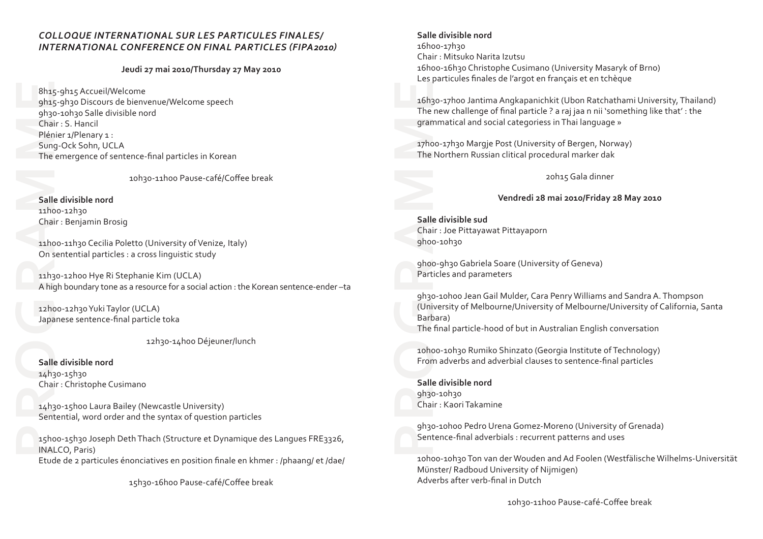## *COLLOQUE INTERNATIONAL SUR LES PARTICULES FINALES/ INTERNATIONAL CONFERENCE ON FINAL PARTICLES (FIPA2010)*

### Jeudi 27 mai 2010/Thursday 27 May 2010

8h15-9h15 Accueil/Welcome
9h15-9h30 Discours de bienvenue/Welcome speech
9h30-10h30 Salle divisible nord
Chair : S. Hancil
Plénier 1/Plenary 1 :
Sung-Ock Sohn, UCLA
The emergence of sentence-final particles in Korean

10h30-11h00 Pause-café/Coffee break

**Salle divisible nord**
11h00-12h30
Chair : Benjamin Brosig

11h00-11h30 Cecilia Poletto (University of Venize, Italy)
On sentential particles : a cross linguistic study

11h30-12h00 Hye Ri Stephanie Kim (UCLA)
A high boundary tone as a resource for a social action : the Korean sentence-ender –ta

12h00-12h30 Yuki Taylor (UCLA)
Japanese sentence-final particle toka

12h30-14h00 Déjeuner/lunch

**Salle divisible nord**
14h30-15h30
Chair : Christophe Cusimano

14h30-15h00 Laura Bailey (Newcastle University)
Sentential, word order and the syntax of question particles

15h00-15h30 Joseph Deth Thach (Structure et Dynamique des Langues FRE3326, INALCO, Paris)
Etude de 2 particules énonciatives en position finale en khmer : /phaang/ et /dae/

15h30-16h00 Pause-café/Coffee break

**Salle divisible nord**
16h00-17h30
Chair : Mitsuko Narita Izutsu
16h00-16h30 Christophe Cusimano (University Masaryk of Brno)
Les particules finales de l'argot en français et en tchèque

16h30-17h00 Jantima Angkapanichkit (Ubon Ratchathami University, Thailand)
The new challenge of final particle ? a raj jaa n nii 'something like that' : the grammatical and social categoriess in Thai language »

17h00-17h30 Margje Post (University of Bergen, Norway)
The Northern Russian clitical procedural marker dak

20h15 Gala dinner

### Vendredi 28 mai 2010/Friday 28 May 2010

**Salle divisible sud**
Chair : Joe Pittayawat Pittayaporn
9h00-10h30

9h00-9h30 Gabriela Soare (University of Geneva)
Particles and parameters

9h30-10h00 Jean Gail Mulder, Cara Penry Williams and Sandra A. Thompson (University of Melbourne/University of Melbourne/University of California, Santa Barbara)
The final particle-hood of but in Australian English conversation

10h00-10h30 Rumiko Shinzato (Georgia Institute of Technology)
From adverbs and adverbial clauses to sentence-final particles

**Salle divisible nord**
9h30-10h30
Chair : Kaori Takamine

9h30-10h00 Pedro Urena Gomez-Moreno (University of Grenada)
Sentence-final adverbials : recurrent patterns and uses

10h00-10h30 Ton van der Wouden and Ad Foolen (Westfälische Wilhelms-Universität Münster/ Radboud University of Nijmigen)
Adverbs after verb-final in Dutch

10h30-11h00 Pause-café-Coffee break